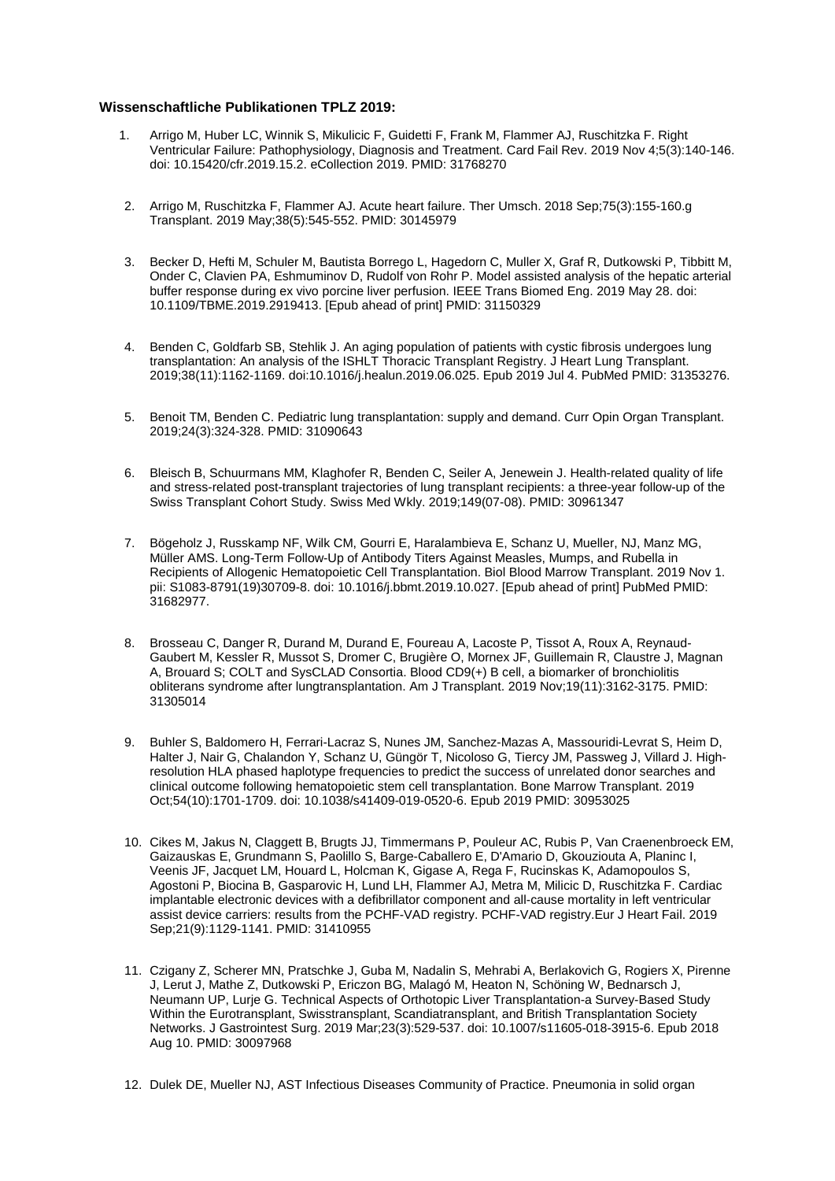**Wissenschaftliche Publikationen TPLZ 2019:**

1. Arrigo M, Huber LC, Winnik S, Mikulicic F, Guidetti F, Frank M, Flammer AJ, Ruschitzka F. Right Ventricular Failure: Pathophysiology, Diagnosis and Treatment. Card Fail Rev. 2019 Nov 4;5(3):140-146. doi: 10.15420/cfr.2019.15.2. eCollection 2019. PMID: 31768270

2. Arrigo M, Ruschitzka F, Flammer AJ. Acute heart failure. Ther Umsch. 2018 Sep;75(3):155-160.g Transplant. 2019 May;38(5):545-552. PMID: 30145979

3. Becker D, Hefti M, Schuler M, Bautista Borrego L, Hagedorn C, Muller X, Graf R, Dutkowski P, Tibbitt M, Onder C, Clavien PA, Eshmuminov D, Rudolf von Rohr P. Model assisted analysis of the hepatic arterial buffer response during ex vivo porcine liver perfusion. IEEE Trans Biomed Eng. 2019 May 28. doi: 10.1109/TBME.2019.2919413. [Epub ahead of print] PMID: 31150329

4. Benden C, Goldfarb SB, Stehlik J. An aging population of patients with cystic fibrosis undergoes lung transplantation: An analysis of the ISHLT Thoracic Transplant Registry. J Heart Lung Transplant. 2019;38(11):1162-1169. doi:10.1016/j.healun.2019.06.025. Epub 2019 Jul 4. PubMed PMID: 31353276.

5. Benoit TM, Benden C. Pediatric lung transplantation: supply and demand. Curr Opin Organ Transplant. 2019;24(3):324-328. PMID: 31090643

6. Bleisch B, Schuurmans MM, Klaghofer R, Benden C, Seiler A, Jenewein J. Health-related quality of life and stress-related post-transplant trajectories of lung transplant recipients: a three-year follow-up of the Swiss Transplant Cohort Study. Swiss Med Wkly. 2019;149(07-08). PMID: 30961347

7. Bögeholz J, Russkamp NF, Wilk CM, Gourri E, Haralambieva E, Schanz U, Mueller, NJ, Manz MG, Müller AMS. Long-Term Follow-Up of Antibody Titers Against Measles, Mumps, and Rubella in Recipients of Allogenic Hematopoietic Cell Transplantation. Biol Blood Marrow Transplant. 2019 Nov 1. pii: S1083-8791(19)30709-8. doi: 10.1016/j.bbmt.2019.10.027. [Epub ahead of print] PubMed PMID: 31682977.

8. Brosseau C, Danger R, Durand M, Durand E, Foureau A, Lacoste P, Tissot A, Roux A, Reynaud-Gaubert M, Kessler R, Mussot S, Dromer C, Brugière O, Mornex JF, Guillemain R, Claustre J, Magnan A, Brouard S; COLT and SysCLAD Consortia. Blood CD9(+) B cell, a biomarker of bronchiolitis obliterans syndrome after lungtransplantation. Am J Transplant. 2019 Nov;19(11):3162-3175. PMID: 31305014

9. Buhler S, Baldomero H, Ferrari-Lacraz S, Nunes JM, Sanchez-Mazas A, Massouridi-Levrat S, Heim D, Halter J, Nair G, Chalandon Y, Schanz U, Güngör T, Nicoloso G, Tiercy JM, Passweg J, Villard J. High-resolution HLA phased haplotype frequencies to predict the success of unrelated donor searches and clinical outcome following hematopoietic stem cell transplantation. Bone Marrow Transplant. 2019 Oct;54(10):1701-1709. doi: 10.1038/s41409-019-0520-6. Epub 2019 PMID: 30953025

10. Cikes M, Jakus N, Claggett B, Brugts JJ, Timmermans P, Pouleur AC, Rubis P, Van Craenenbroeck EM, Gaizauskas E, Grundmann S, Paolillo S, Barge-Caballero E, D'Amario D, Gkouziouta A, Planinc I, Veenis JF, Jacquet LM, Houard L, Holcman K, Gigase A, Rega F, Rucinskas K, Adamopoulos S, Agostoni P, Biocina B, Gasparovic H, Lund LH, Flammer AJ, Metra M, Milicic D, Ruschitzka F. Cardiac implantable electronic devices with a defibrillator component and all-cause mortality in left ventricular assist device carriers: results from the PCHF-VAD registry. PCHF-VAD registry.Eur J Heart Fail. 2019 Sep;21(9):1129-1141. PMID: 31410955

11. Czigany Z, Scherer MN, Pratschke J, Guba M, Nadalin S, Mehrabi A, Berlakovich G, Rogiers X, Pirenne J, Lerut J, Mathe Z, Dutkowski P, Ericzon BG, Malagó M, Heaton N, Schöning W, Bednarsch J, Neumann UP, Lurje G. Technical Aspects of Orthotopic Liver Transplantation-a Survey-Based Study Within the Eurotransplant, Swisstransplant, Scandiatransplant, and British Transplantation Society Networks. J Gastrointest Surg. 2019 Mar;23(3):529-537. doi: 10.1007/s11605-018-3915-6. Epub 2018 Aug 10. PMID: 30097968

12. Dulek DE, Mueller NJ, AST Infectious Diseases Community of Practice. Pneumonia in solid organ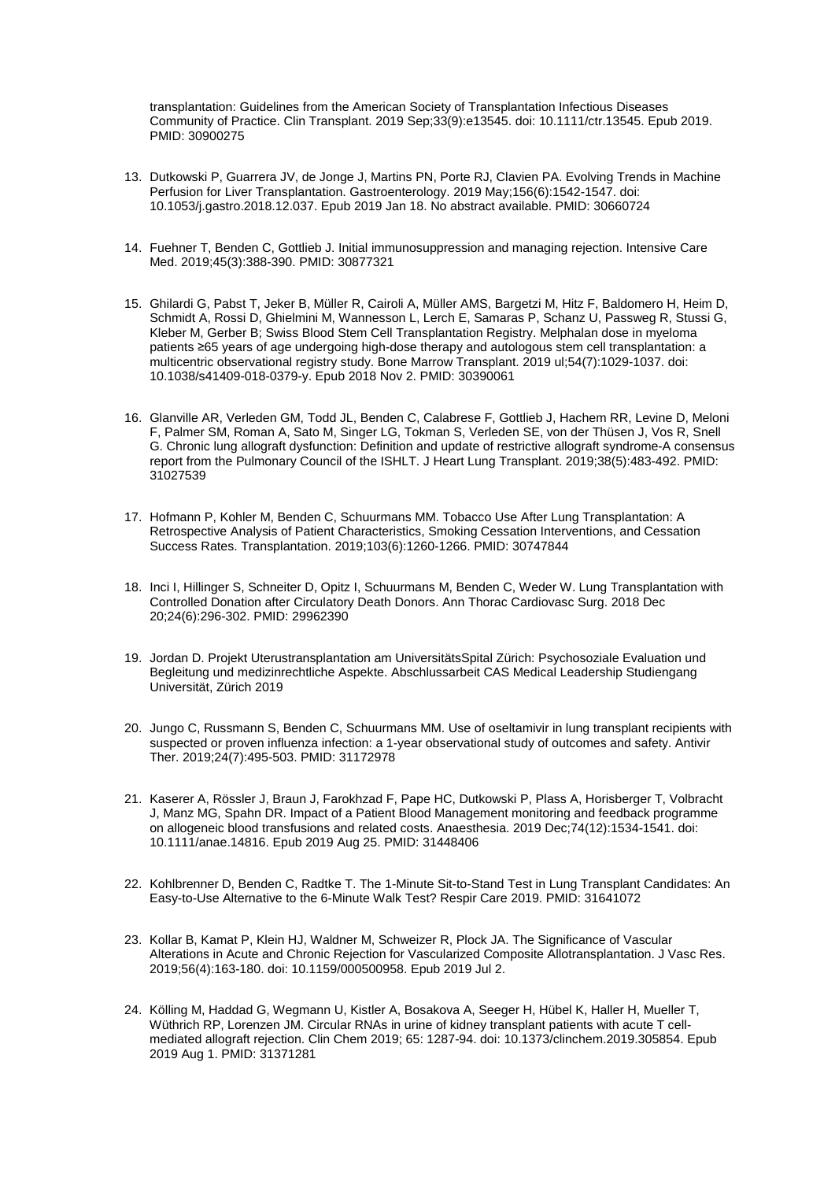transplantation: Guidelines from the American Society of Transplantation Infectious Diseases Community of Practice. Clin Transplant. 2019 Sep;33(9):e13545. doi: 10.1111/ctr.13545. Epub 2019. PMID: 30900275

13. Dutkowski P, Guarrera JV, de Jonge J, Martins PN, Porte RJ, Clavien PA. Evolving Trends in Machine Perfusion for Liver Transplantation. Gastroenterology. 2019 May;156(6):1542-1547. doi: 10.1053/j.gastro.2018.12.037. Epub 2019 Jan 18. No abstract available. PMID: 30660724

14. Fuehner T, Benden C, Gottlieb J. Initial immunosuppression and managing rejection. Intensive Care Med. 2019;45(3):388-390. PMID: 30877321

15. Ghilardi G, Pabst T, Jeker B, Müller R, Cairoli A, Müller AMS, Bargetzi M, Hitz F, Baldomero H, Heim D, Schmidt A, Rossi D, Ghielmini M, Wannesson L, Lerch E, Samaras P, Schanz U, Passweg R, Stussi G, Kleber M, Gerber B; Swiss Blood Stem Cell Transplantation Registry. Melphalan dose in myeloma patients ≥65 years of age undergoing high-dose therapy and autologous stem cell transplantation: a multicentric observational registry study. Bone Marrow Transplant. 2019 ul;54(7):1029-1037. doi: 10.1038/s41409-018-0379-y. Epub 2018 Nov 2. PMID: 30390061

16. Glanville AR, Verleden GM, Todd JL, Benden C, Calabrese F, Gottlieb J, Hachem RR, Levine D, Meloni F, Palmer SM, Roman A, Sato M, Singer LG, Tokman S, Verleden SE, von der Thüsen J, Vos R, Snell G. Chronic lung allograft dysfunction: Definition and update of restrictive allograft syndrome-A consensus report from the Pulmonary Council of the ISHLT. J Heart Lung Transplant. 2019;38(5):483-492. PMID: 31027539

17. Hofmann P, Kohler M, Benden C, Schuurmans MM. Tobacco Use After Lung Transplantation: A Retrospective Analysis of Patient Characteristics, Smoking Cessation Interventions, and Cessation Success Rates. Transplantation. 2019;103(6):1260-1266. PMID: 30747844

18. Inci I, Hillinger S, Schneiter D, Opitz I, Schuurmans M, Benden C, Weder W. Lung Transplantation with Controlled Donation after Circulatory Death Donors. Ann Thorac Cardiovasc Surg. 2018 Dec 20;24(6):296-302. PMID: 29962390

19. Jordan D. Projekt Uterustransplantation am UniversitätsSpital Zürich: Psychosoziale Evaluation und Begleitung und medizinrechtliche Aspekte. Abschlussarbeit CAS Medical Leadership Studiengang Universität, Zürich 2019

20. Jungo C, Russmann S, Benden C, Schuurmans MM. Use of oseltamivir in lung transplant recipients with suspected or proven influenza infection: a 1-year observational study of outcomes and safety. Antivir Ther. 2019;24(7):495-503. PMID: 31172978

21. Kaserer A, Rössler J, Braun J, Farokhzad F, Pape HC, Dutkowski P, Plass A, Horisberger T, Volbracht J, Manz MG, Spahn DR. Impact of a Patient Blood Management monitoring and feedback programme on allogeneic blood transfusions and related costs. Anaesthesia. 2019 Dec;74(12):1534-1541. doi: 10.1111/anae.14816. Epub 2019 Aug 25. PMID: 31448406

22. Kohlbrenner D, Benden C, Radtke T. The 1-Minute Sit-to-Stand Test in Lung Transplant Candidates: An Easy-to-Use Alternative to the 6-Minute Walk Test? Respir Care 2019. PMID: 31641072

23. Kollar B, Kamat P, Klein HJ, Waldner M, Schweizer R, Plock JA. The Significance of Vascular Alterations in Acute and Chronic Rejection for Vascularized Composite Allotransplantation. J Vasc Res. 2019;56(4):163-180. doi: 10.1159/000500958. Epub 2019 Jul 2.

24. Kölling M, Haddad G, Wegmann U, Kistler A, Bosakova A, Seeger H, Hübel K, Haller H, Mueller T, Wüthrich RP, Lorenzen JM. Circular RNAs in urine of kidney transplant patients with acute T cell-mediated allograft rejection. Clin Chem 2019; 65: 1287-94. doi: 10.1373/clinchem.2019.305854. Epub 2019 Aug 1. PMID: 31371281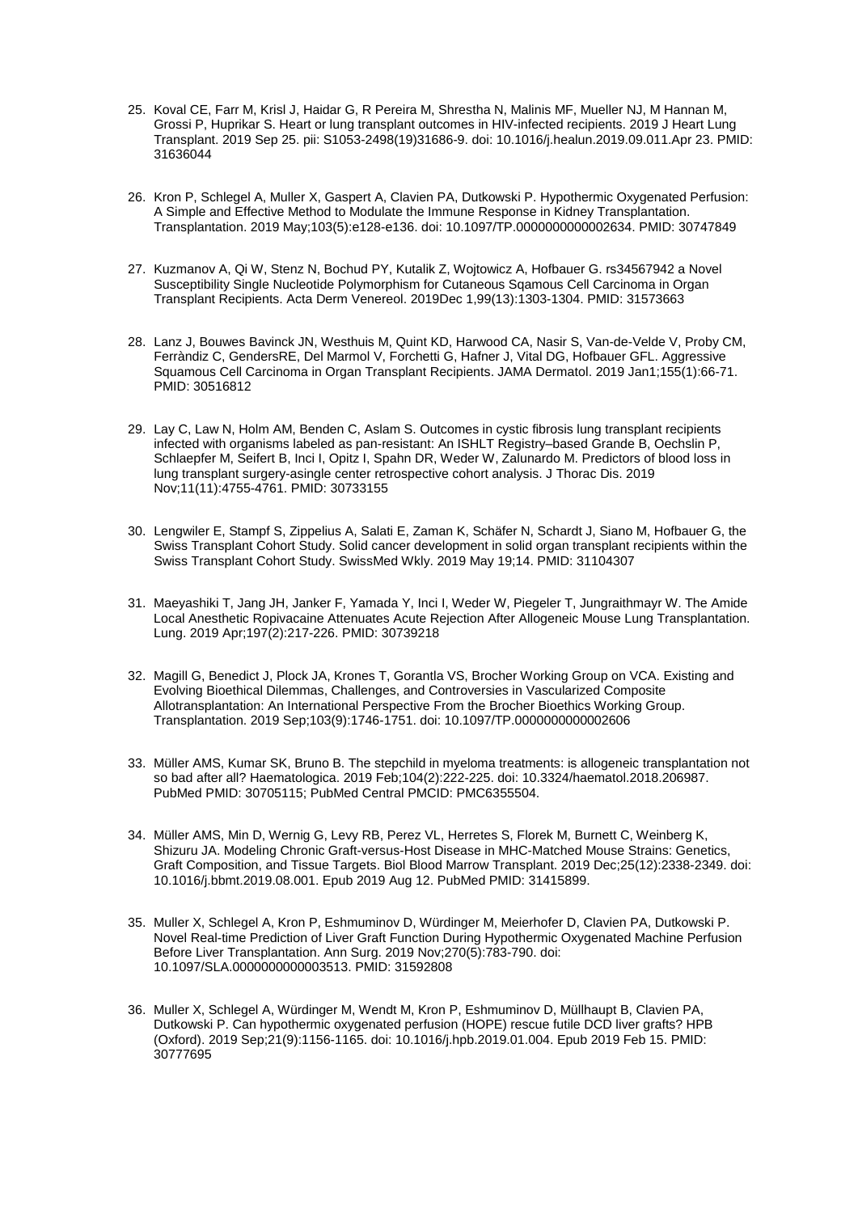25. Koval CE, Farr M, Krisl J, Haidar G, R Pereira M, Shrestha N, Malinis MF, Mueller NJ, M Hannan M, Grossi P, Huprikar S. Heart or lung transplant outcomes in HIV-infected recipients. 2019 J Heart Lung Transplant. 2019 Sep 25. pii: S1053-2498(19)31686-9. doi: 10.1016/j.healun.2019.09.011.Apr 23. PMID: 31636044

26. Kron P, Schlegel A, Muller X, Gaspert A, Clavien PA, Dutkowski P. Hypothermic Oxygenated Perfusion: A Simple and Effective Method to Modulate the Immune Response in Kidney Transplantation. Transplantation. 2019 May;103(5):e128-e136. doi: 10.1097/TP.0000000000002634. PMID: 30747849

27. Kuzmanov A, Qi W, Stenz N, Bochud PY, Kutalik Z, Wojtowicz A, Hofbauer G. rs34567942 a Novel Susceptibility Single Nucleotide Polymorphism for Cutaneous Sqamous Cell Carcinoma in Organ Transplant Recipients. Acta Derm Venereol. 2019Dec 1,99(13):1303-1304. PMID: 31573663

28. Lanz J, Bouwes Bavinck JN, Westhuis M, Quint KD, Harwood CA, Nasir S, Van-de-Velde V, Proby CM, Ferràndiz C, GendersRE, Del Marmol V, Forchetti G, Hafner J, Vital DG, Hofbauer GFL. Aggressive Squamous Cell Carcinoma in Organ Transplant Recipients. JAMA Dermatol. 2019 Jan1;155(1):66-71. PMID: 30516812

29. Lay C, Law N, Holm AM, Benden C, Aslam S. Outcomes in cystic fibrosis lung transplant recipients infected with organisms labeled as pan-resistant: An ISHLT Registry–based Grande B, Oechslin P, Schlaepfer M, Seifert B, Inci I, Opitz I, Spahn DR, Weder W, Zalunardo M. Predictors of blood loss in lung transplant surgery-asingle center retrospective cohort analysis. J Thorac Dis. 2019 Nov;11(11):4755-4761. PMID: 30733155

30. Lengwiler E, Stampf S, Zippelius A, Salati E, Zaman K, Schäfer N, Schardt J, Siano M, Hofbauer G, the Swiss Transplant Cohort Study. Solid cancer development in solid organ transplant recipients within the Swiss Transplant Cohort Study. SwissMed Wkly. 2019 May 19;14. PMID: 31104307

31. Maeyashiki T, Jang JH, Janker F, Yamada Y, Inci I, Weder W, Piegeler T, Jungraithmayr W. The Amide Local Anesthetic Ropivacaine Attenuates Acute Rejection After Allogeneic Mouse Lung Transplantation. Lung. 2019 Apr;197(2):217-226. PMID: 30739218

32. Magill G, Benedict J, Plock JA, Krones T, Gorantla VS, Brocher Working Group on VCA. Existing and Evolving Bioethical Dilemmas, Challenges, and Controversies in Vascularized Composite Allotransplantation: An International Perspective From the Brocher Bioethics Working Group. Transplantation. 2019 Sep;103(9):1746-1751. doi: 10.1097/TP.0000000000002606

33. Müller AMS, Kumar SK, Bruno B. The stepchild in myeloma treatments: is allogeneic transplantation not so bad after all? Haematologica. 2019 Feb;104(2):222-225. doi: 10.3324/haematol.2018.206987. PubMed PMID: 30705115; PubMed Central PMCID: PMC6355504.

34. Müller AMS, Min D, Wernig G, Levy RB, Perez VL, Herretes S, Florek M, Burnett C, Weinberg K, Shizuru JA. Modeling Chronic Graft-versus-Host Disease in MHC-Matched Mouse Strains: Genetics, Graft Composition, and Tissue Targets. Biol Blood Marrow Transplant. 2019 Dec;25(12):2338-2349. doi: 10.1016/j.bbmt.2019.08.001. Epub 2019 Aug 12. PubMed PMID: 31415899.

35. Muller X, Schlegel A, Kron P, Eshmuminov D, Würdinger M, Meierhofer D, Clavien PA, Dutkowski P. Novel Real-time Prediction of Liver Graft Function During Hypothermic Oxygenated Machine Perfusion Before Liver Transplantation. Ann Surg. 2019 Nov;270(5):783-790. doi: 10.1097/SLA.0000000000003513. PMID: 31592808

36. Muller X, Schlegel A, Würdinger M, Wendt M, Kron P, Eshmuminov D, Müllhaupt B, Clavien PA, Dutkowski P. Can hypothermic oxygenated perfusion (HOPE) rescue futile DCD liver grafts? HPB (Oxford). 2019 Sep;21(9):1156-1165. doi: 10.1016/j.hpb.2019.01.004. Epub 2019 Feb 15. PMID: 30777695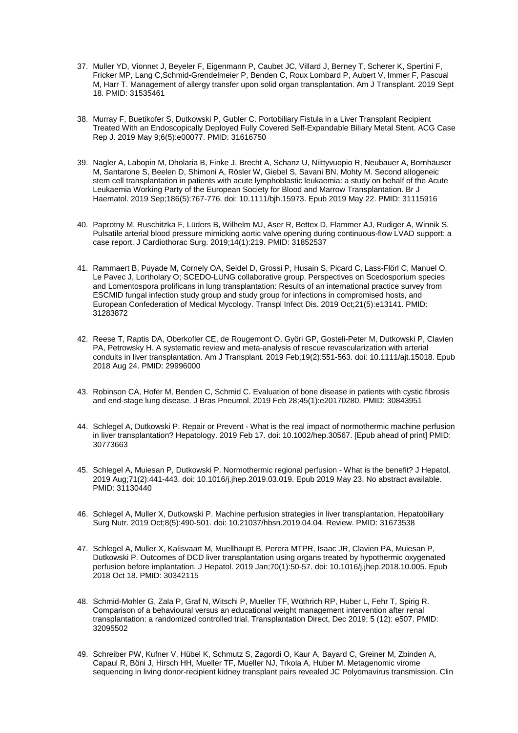37. Muller YD, Vionnet J, Beyeler F, Eigenmann P, Caubet JC, Villard J, Berney T, Scherer K, Spertini F, Fricker MP, Lang C,Schmid-Grendelmeier P, Benden C, Roux Lombard P, Aubert V, Immer F, Pascual M, Harr T. Management of allergy transfer upon solid organ transplantation. Am J Transplant. 2019 Sept 18. PMID: 31535461

38. Murray F, Buetikofer S, Dutkowski P, Gubler C. Portobiliary Fistula in a Liver Transplant Recipient Treated With an Endoscopically Deployed Fully Covered Self-Expandable Biliary Metal Stent. ACG Case Rep J. 2019 May 9;6(5):e00077. PMID: 31616750

39. Nagler A, Labopin M, Dholaria B, Finke J, Brecht A, Schanz U, Niittyvuopio R, Neubauer A, Bornhäuser M, Santarone S, Beelen D, Shimoni A, Rösler W, Giebel S, Savani BN, Mohty M. Second allogeneic stem cell transplantation in patients with acute lymphoblastic leukaemia: a study on behalf of the Acute Leukaemia Working Party of the European Society for Blood and Marrow Transplantation. Br J Haematol. 2019 Sep;186(5):767-776. doi: 10.1111/bjh.15973. Epub 2019 May 22. PMID: 31115916

40. Paprotny M, Ruschitzka F, Lüders B, Wilhelm MJ, Aser R, Bettex D, Flammer AJ, Rudiger A, Winnik S. Pulsatile arterial blood pressure mimicking aortic valve opening during continuous-flow LVAD support: a case report. J Cardiothorac Surg. 2019;14(1):219. PMID: 31852537

41. Rammaert B, Puyade M, Cornely OA, Seidel D, Grossi P, Husain S, Picard C, Lass-Flörl C, Manuel O, Le Pavec J, Lortholary O; SCEDO-LUNG collaborative group. Perspectives on Scedosporium species and Lomentospora prolificans in lung transplantation: Results of an international practice survey from ESCMID fungal infection study group and study group for infections in compromised hosts, and European Confederation of Medical Mycology. Transpl Infect Dis. 2019 Oct;21(5):e13141. PMID: 31283872

42. Reese T, Raptis DA, Oberkofler CE, de Rougemont O, Györi GP, Gosteli-Peter M, Dutkowski P, Clavien PA, Petrowsky H. A systematic review and meta-analysis of rescue revascularization with arterial conduits in liver transplantation. Am J Transplant. 2019 Feb;19(2):551-563. doi: 10.1111/ajt.15018. Epub 2018 Aug 24. PMID: 29996000

43. Robinson CA, Hofer M, Benden C, Schmid C. Evaluation of bone disease in patients with cystic fibrosis and end-stage lung disease. J Bras Pneumol. 2019 Feb 28;45(1):e20170280. PMID: 30843951

44. Schlegel A, Dutkowski P. Repair or Prevent - What is the real impact of normothermic machine perfusion in liver transplantation? Hepatology. 2019 Feb 17. doi: 10.1002/hep.30567. [Epub ahead of print] PMID: 30773663

45. Schlegel A, Muiesan P, Dutkowski P. Normothermic regional perfusion - What is the benefit? J Hepatol. 2019 Aug;71(2):441-443. doi: 10.1016/j.jhep.2019.03.019. Epub 2019 May 23. No abstract available. PMID: 31130440

46. Schlegel A, Muller X, Dutkowski P. Machine perfusion strategies in liver transplantation. Hepatobiliary Surg Nutr. 2019 Oct;8(5):490-501. doi: 10.21037/hbsn.2019.04.04. Review. PMID: 31673538

47. Schlegel A, Muller X, Kalisvaart M, Muellhaupt B, Perera MTPR, Isaac JR, Clavien PA, Muiesan P, Dutkowski P. Outcomes of DCD liver transplantation using organs treated by hypothermic oxygenated perfusion before implantation. J Hepatol. 2019 Jan;70(1):50-57. doi: 10.1016/j.jhep.2018.10.005. Epub 2018 Oct 18. PMID: 30342115

48. Schmid-Mohler G, Zala P, Graf N, Witschi P, Mueller TF, Wüthrich RP, Huber L, Fehr T, Spirig R. Comparison of a behavioural versus an educational weight management intervention after renal transplantation: a randomized controlled trial. Transplantation Direct, Dec 2019; 5 (12): e507. PMID: 32095502

49. Schreiber PW, Kufner V, Hübel K, Schmutz S, Zagordi O, Kaur A, Bayard C, Greiner M, Zbinden A, Capaul R, Böni J, Hirsch HH, Mueller TF, Mueller NJ, Trkola A, Huber M. Metagenomic virome sequencing in living donor-recipient kidney transplant pairs revealed JC Polyomavirus transmission. Clin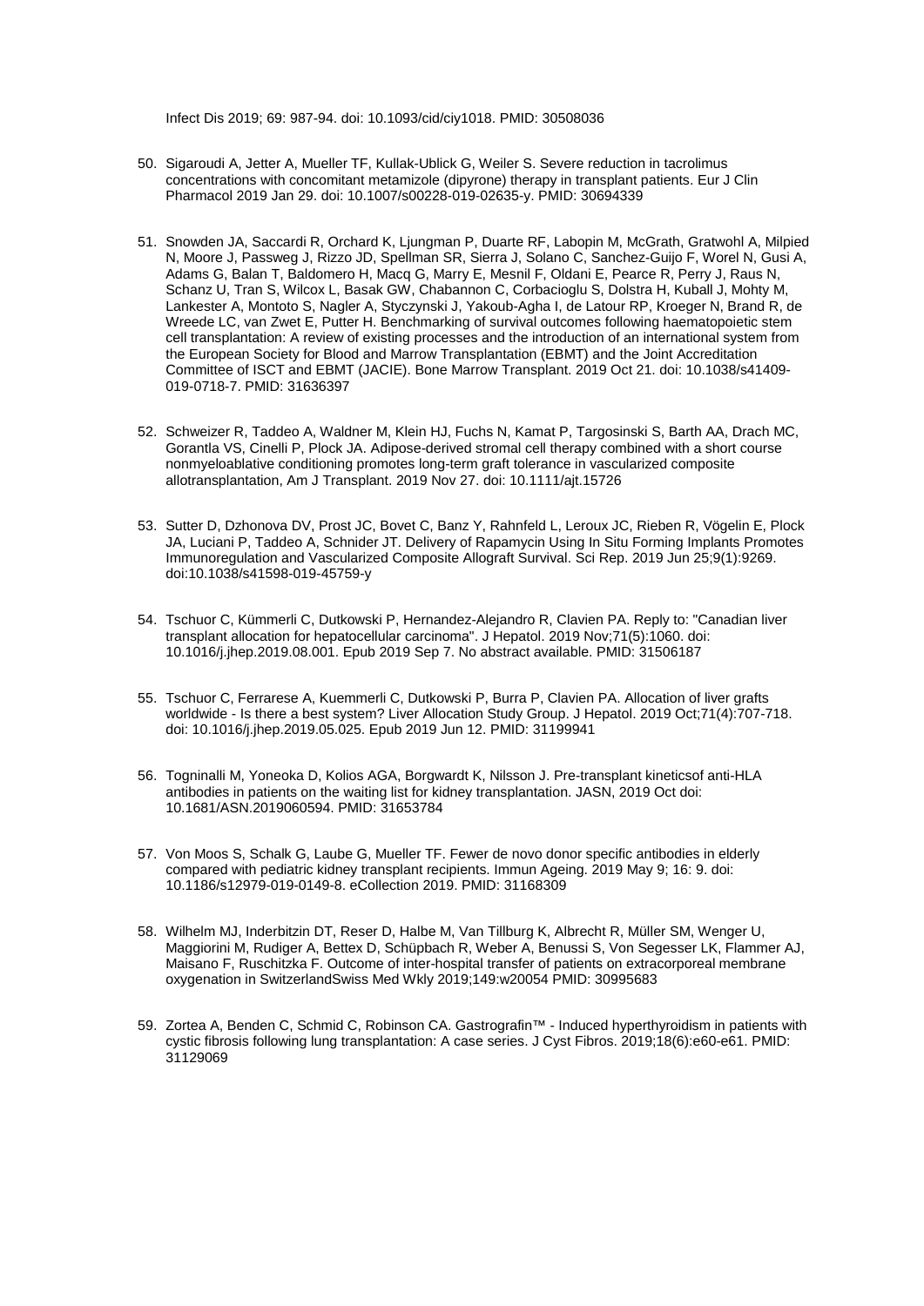Infect Dis 2019; 69: 987-94. doi: 10.1093/cid/ciy1018. PMID: 30508036

50. Sigaroudi A, Jetter A, Mueller TF, Kullak-Ublick G, Weiler S. Severe reduction in tacrolimus concentrations with concomitant metamizole (dipyrone) therapy in transplant patients. Eur J Clin Pharmacol 2019 Jan 29. doi: 10.1007/s00228-019-02635-y. PMID: 30694339

51. Snowden JA, Saccardi R, Orchard K, Ljungman P, Duarte RF, Labopin M, McGrath, Gratwohl A, Milpied N, Moore J, Passweg J, Rizzo JD, Spellman SR, Sierra J, Solano C, Sanchez-Guijo F, Worel N, Gusi A, Adams G, Balan T, Baldomero H, Macq G, Marry E, Mesnil F, Oldani E, Pearce R, Perry J, Raus N, Schanz U, Tran S, Wilcox L, Basak GW, Chabannon C, Corbacioglu S, Dolstra H, Kuball J, Mohty M, Lankester A, Montoto S, Nagler A, Styczynski J, Yakoub-Agha I, de Latour RP, Kroeger N, Brand R, de Wreede LC, van Zwet E, Putter H. Benchmarking of survival outcomes following haematopoietic stem cell transplantation: A review of existing processes and the introduction of an international system from the European Society for Blood and Marrow Transplantation (EBMT) and the Joint Accreditation Committee of ISCT and EBMT (JACIE). Bone Marrow Transplant. 2019 Oct 21. doi: 10.1038/s41409-019-0718-7. PMID: 31636397

52. Schweizer R, Taddeo A, Waldner M, Klein HJ, Fuchs N, Kamat P, Targosinski S, Barth AA, Drach MC, Gorantla VS, Cinelli P, Plock JA. Adipose-derived stromal cell therapy combined with a short course nonmyeloablative conditioning promotes long-term graft tolerance in vascularized composite allotransplantation, Am J Transplant. 2019 Nov 27. doi: 10.1111/ajt.15726

53. Sutter D, Dzhonova DV, Prost JC, Bovet C, Banz Y, Rahnfeld L, Leroux JC, Rieben R, Vögelin E, Plock JA, Luciani P, Taddeo A, Schnider JT. Delivery of Rapamycin Using In Situ Forming Implants Promotes Immunoregulation and Vascularized Composite Allograft Survival. Sci Rep. 2019 Jun 25;9(1):9269. doi:10.1038/s41598-019-45759-y

54. Tschuor C, Kümmerli C, Dutkowski P, Hernandez-Alejandro R, Clavien PA. Reply to: "Canadian liver transplant allocation for hepatocellular carcinoma". J Hepatol. 2019 Nov;71(5):1060. doi: 10.1016/j.jhep.2019.08.001. Epub 2019 Sep 7. No abstract available. PMID: 31506187

55. Tschuor C, Ferrarese A, Kuemmerli C, Dutkowski P, Burra P, Clavien PA. Allocation of liver grafts worldwide - Is there a best system? Liver Allocation Study Group. J Hepatol. 2019 Oct;71(4):707-718. doi: 10.1016/j.jhep.2019.05.025. Epub 2019 Jun 12. PMID: 31199941

56. Togninalli M, Yoneoka D, Kolios AGA, Borgwardt K, Nilsson J. Pre-transplant kineticsof anti-HLA antibodies in patients on the waiting list for kidney transplantation. JASN, 2019 Oct doi: 10.1681/ASN.2019060594. PMID: 31653784

57. Von Moos S, Schalk G, Laube G, Mueller TF. Fewer de novo donor specific antibodies in elderly compared with pediatric kidney transplant recipients. Immun Ageing. 2019 May 9; 16: 9. doi: 10.1186/s12979-019-0149-8. eCollection 2019. PMID: 31168309

58. Wilhelm MJ, Inderbitzin DT, Reser D, Halbe M, Van Tillburg K, Albrecht R, Müller SM, Wenger U, Maggiorini M, Rudiger A, Bettex D, Schüpbach R, Weber A, Benussi S, Von Segesser LK, Flammer AJ, Maisano F, Ruschitzka F. Outcome of inter-hospital transfer of patients on extracorporeal membrane oxygenation in SwitzerlandSwiss Med Wkly 2019;149:w20054 PMID: 30995683

59. Zortea A, Benden C, Schmid C, Robinson CA. Gastrografin™ - Induced hyperthyroidism in patients with cystic fibrosis following lung transplantation: A case series. J Cyst Fibros. 2019;18(6):e60-e61. PMID: 31129069